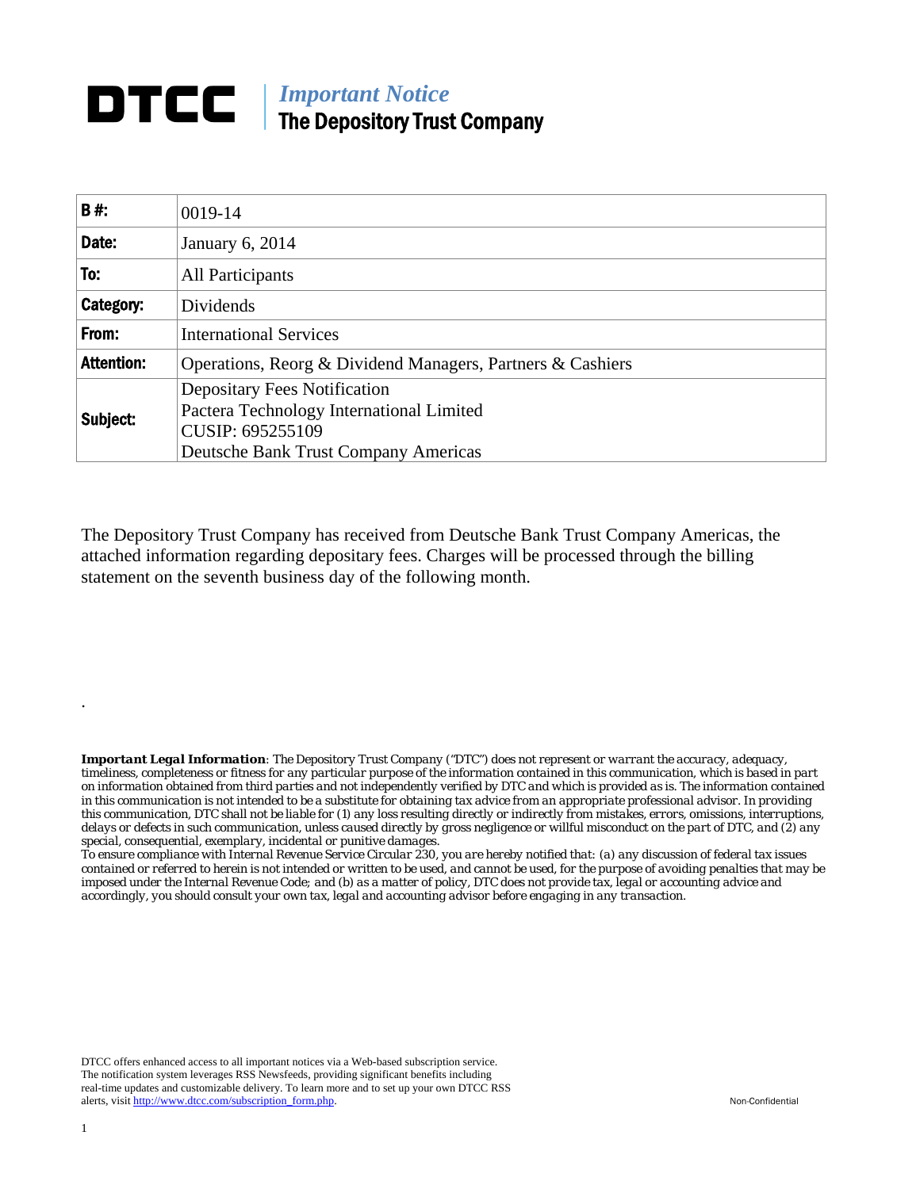# DTCC

***Important Notice***
**The Depository Trust Company**

| **B #:** | 0019-14 |
|---|---|
| **Date:** | January 6, 2014 |
| **To:** | All Participants |
| **Category:** | Dividends |
| **From:** | International Services |
| **Attention:** | Operations, Reorg & Dividend Managers, Partners & Cashiers |
| **Subject:** | Depositary Fees Notification<br>Pactera Technology International Limited<br>CUSIP: 695255109<br>Deutsche Bank Trust Company Americas |

The Depository Trust Company has received from Deutsche Bank Trust Company Americas, the attached information regarding depositary fees. Charges will be processed through the billing statement on the seventh business day of the following month.

.

***Important Legal Information****: The Depository Trust Company ("DTC") does not represent or warrant the accuracy, adequacy, timeliness, completeness or fitness for any particular purpose of the information contained in this communication, which is based in part on information obtained from third parties and not independently verified by DTC and which is provided as is. The information contained in this communication is not intended to be a substitute for obtaining tax advice from an appropriate professional advisor. In providing this communication, DTC shall not be liable for (1) any loss resulting directly or indirectly from mistakes, errors, omissions, interruptions, delays or defects in such communication, unless caused directly by gross negligence or willful misconduct on the part of DTC, and (2) any special, consequential, exemplary, incidental or punitive damages.*
*To ensure compliance with Internal Revenue Service Circular 230, you are hereby notified that: (a) any discussion of federal tax issues contained or referred to herein is not intended or written to be used, and cannot be used, for the purpose of avoiding penalties that may be imposed under the Internal Revenue Code; and (b) as a matter of policy, DTC does not provide tax, legal or accounting advice and accordingly, you should consult your own tax, legal and accounting advisor before engaging in any transaction.*

DTCC offers enhanced access to all important notices via a Web-based subscription service. The notification system leverages RSS Newsfeeds, providing significant benefits including real-time updates and customizable delivery. To learn more and to set up your own DTCC RSS alerts, visit http://www.dtcc.com/subscription_form.php.

Non-Confidential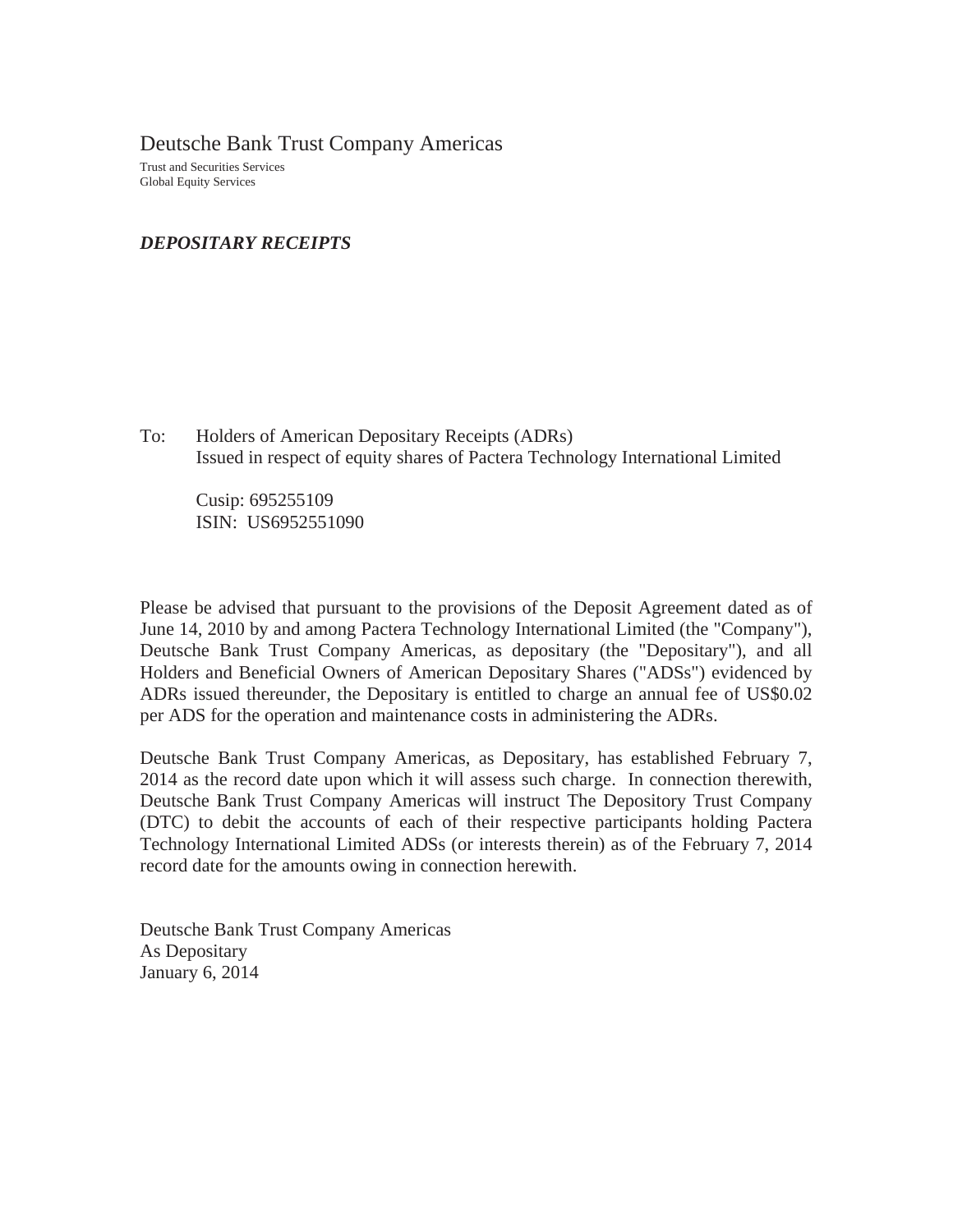# Deutsche Bank Trust Company Americas

Trust and Securities Services
Global Equity Services

***DEPOSITARY RECEIPTS***

To: Holders of American Depositary Receipts (ADRs)
Issued in respect of equity shares of Pactera Technology International Limited

Cusip: 695255109
ISIN: US6952551090

Please be advised that pursuant to the provisions of the Deposit Agreement dated as of June 14, 2010 by and among Pactera Technology International Limited (the "Company"), Deutsche Bank Trust Company Americas, as depositary (the "Depositary"), and all Holders and Beneficial Owners of American Depositary Shares ("ADSs") evidenced by ADRs issued thereunder, the Depositary is entitled to charge an annual fee of US$0.02 per ADS for the operation and maintenance costs in administering the ADRs.

Deutsche Bank Trust Company Americas, as Depositary, has established February 7, 2014 as the record date upon which it will assess such charge. In connection therewith, Deutsche Bank Trust Company Americas will instruct The Depository Trust Company (DTC) to debit the accounts of each of their respective participants holding Pactera Technology International Limited ADSs (or interests therein) as of the February 7, 2014 record date for the amounts owing in connection herewith.

Deutsche Bank Trust Company Americas
As Depositary
January 6, 2014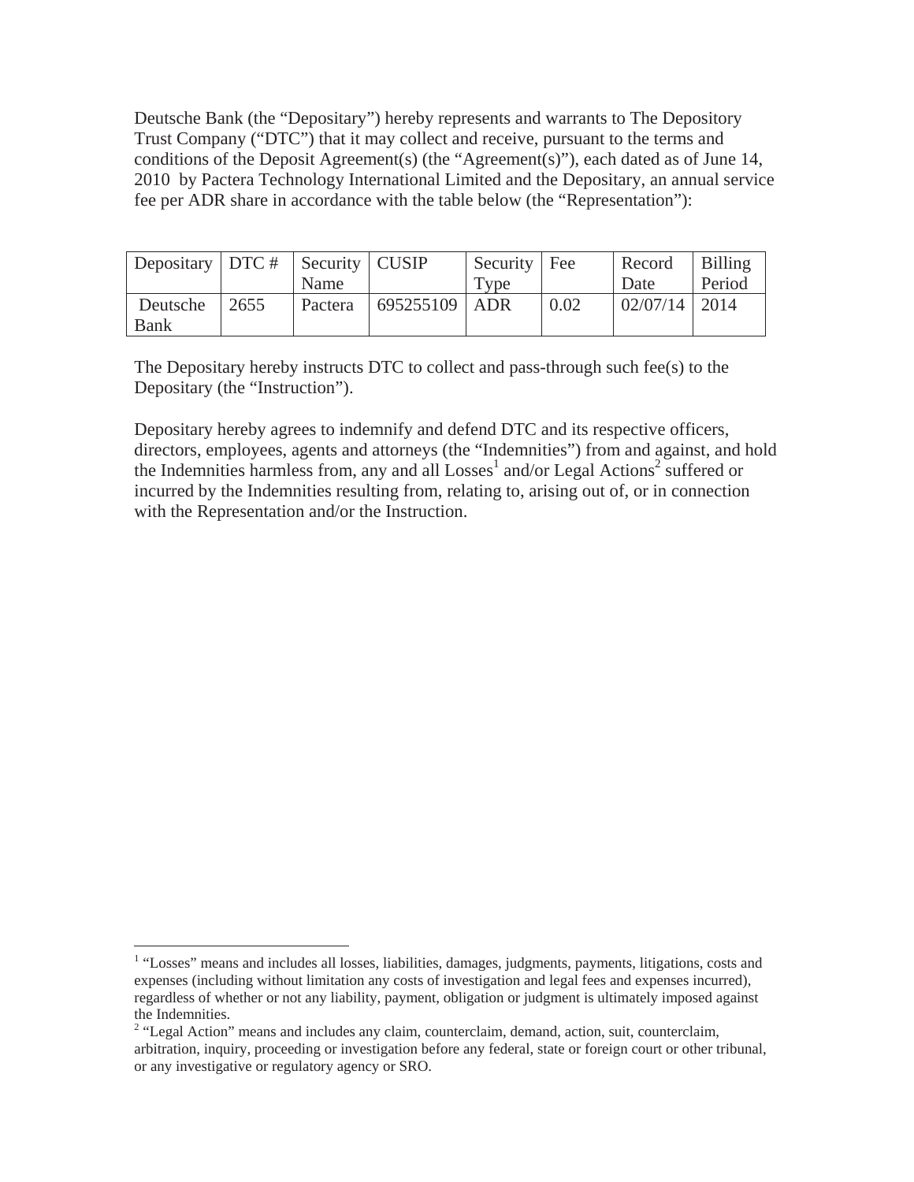Deutsche Bank (the "Depositary") hereby represents and warrants to The Depository Trust Company ("DTC") that it may collect and receive, pursuant to the terms and conditions of the Deposit Agreement(s) (the "Agreement(s)"), each dated as of June 14, 2010 by Pactera Technology International Limited and the Depositary, an annual service fee per ADR share in accordance with the table below (the "Representation"):

| Depositary | DTC # | Security Name | CUSIP | Security Type | Fee | Record Date | Billing Period |
|---|---|---|---|---|---|---|---|
| Deutsche Bank | 2655 | Pactera | 695255109 | ADR | 0.02 | 02/07/14 | 2014 |

The Depositary hereby instructs DTC to collect and pass-through such fee(s) to the Depositary (the "Instruction").

Depositary hereby agrees to indemnify and defend DTC and its respective officers, directors, employees, agents and attorneys (the "Indemnities") from and against, and hold the Indemnities harmless from, any and all Losses[1] and/or Legal Actions[2] suffered or incurred by the Indemnities resulting from, relating to, arising out of, or in connection with the Representation and/or the Instruction.

---

[1] "Losses" means and includes all losses, liabilities, damages, judgments, payments, litigations, costs and expenses (including without limitation any costs of investigation and legal fees and expenses incurred), regardless of whether or not any liability, payment, obligation or judgment is ultimately imposed against the Indemnities.

[2] "Legal Action" means and includes any claim, counterclaim, demand, action, suit, counterclaim, arbitration, inquiry, proceeding or investigation before any federal, state or foreign court or other tribunal, or any investigative or regulatory agency or SRO.